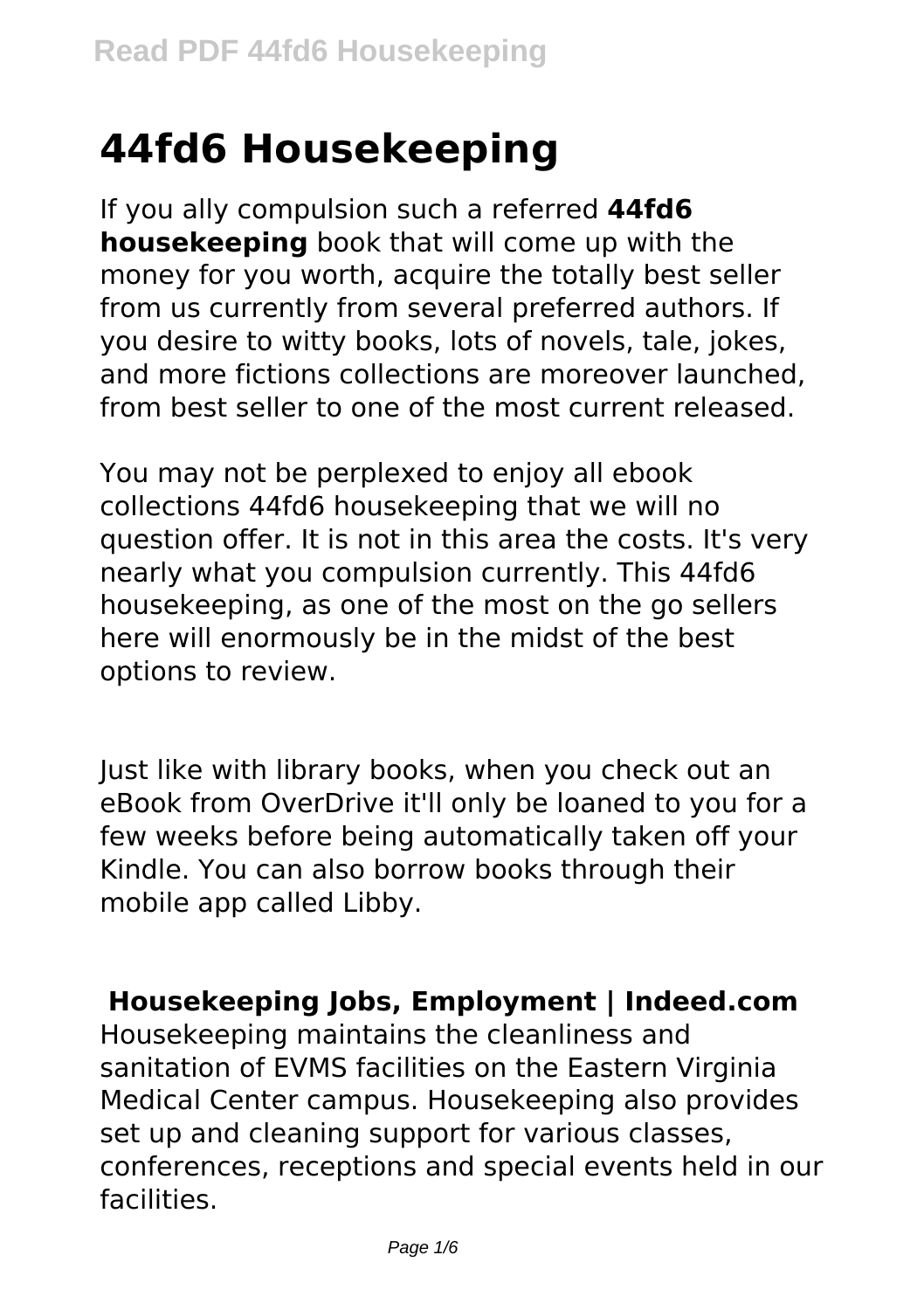# 44fd6 Housekeeping

If you ally compulsion such a referred **44fd6 housekeeping** book that will come up with the money for you worth, acquire the totally best seller from us currently from several preferred authors. If you desire to witty books, lots of novels, tale, jokes, and more fictions collections are moreover launched, from best seller to one of the most current released.

You may not be perplexed to enjoy all ebook collections 44fd6 housekeeping that we will no question offer. It is not in this area the costs. It's very nearly what you compulsion currently. This 44fd6 housekeeping, as one of the most on the go sellers here will enormously be in the midst of the best options to review.

Just like with library books, when you check out an eBook from OverDrive it'll only be loaned to you for a few weeks before being automatically taken off your Kindle. You can also borrow books through their mobile app called Libby.

## Housekeeping Jobs, Employment | Indeed.com

Housekeeping maintains the cleanliness and sanitation of EVMS facilities on the Eastern Virginia Medical Center campus. Housekeeping also provides set up and cleaning support for various classes, conferences, receptions and special events held in our facilities.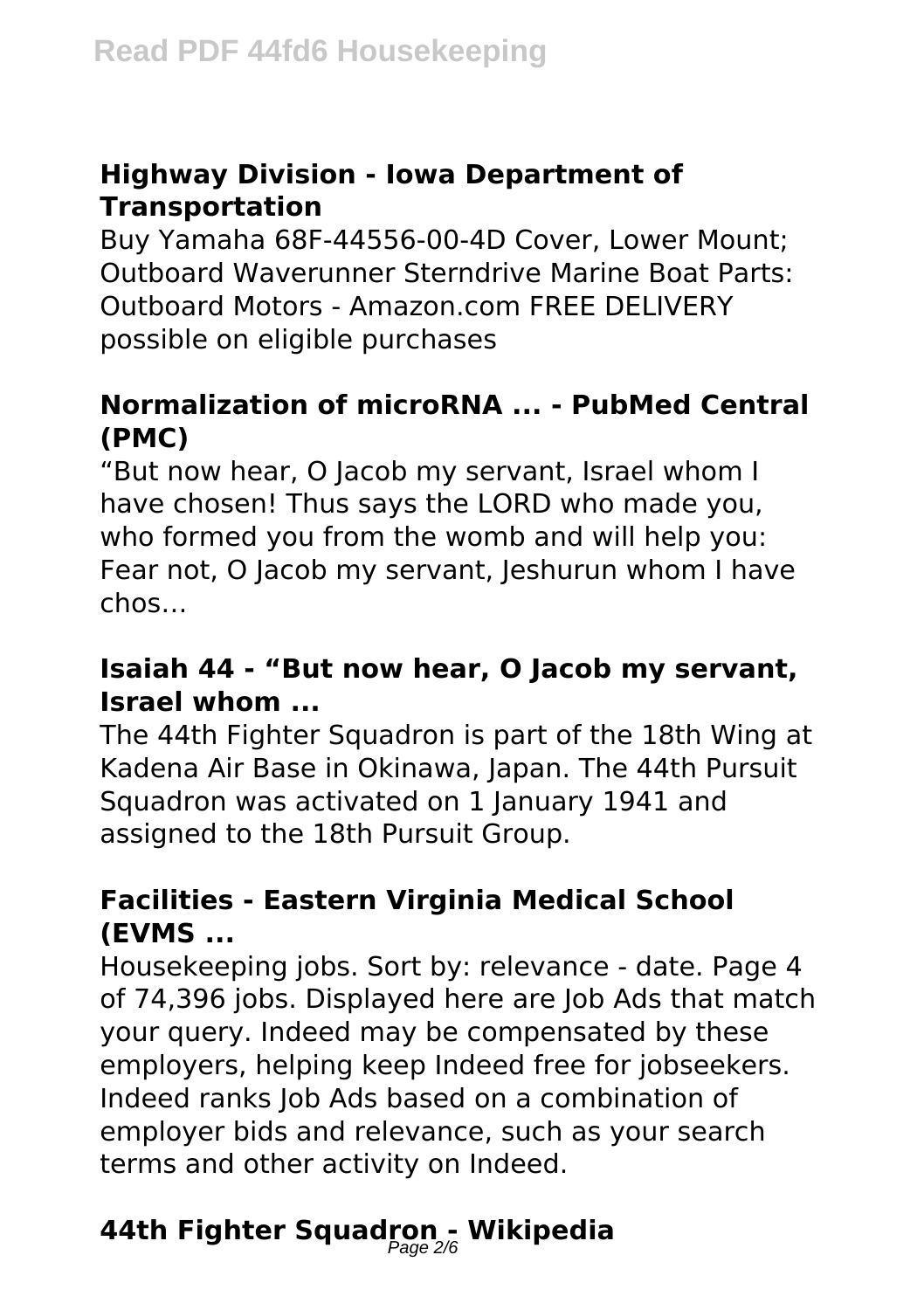### Highway Division - Iowa Department of Transportation

Buy Yamaha 68F-44556-00-4D Cover, Lower Mount; Outboard Waverunner Sterndrive Marine Boat Parts: Outboard Motors - Amazon.com FREE DELIVERY possible on eligible purchases

### Normalization of microRNA ... - PubMed Central (PMC)

"But now hear, O Jacob my servant, Israel whom I have chosen! Thus says the LORD who made you, who formed you from the womb and will help you: Fear not, O Jacob my servant, Jeshurun whom I have chos…

### Isaiah 44 - "But now hear, O Jacob my servant, Israel whom ...

The 44th Fighter Squadron is part of the 18th Wing at Kadena Air Base in Okinawa, Japan. The 44th Pursuit Squadron was activated on 1 January 1941 and assigned to the 18th Pursuit Group.

### Facilities - Eastern Virginia Medical School (EVMS ...

Housekeeping jobs. Sort by: relevance - date. Page 4 of 74,396 jobs. Displayed here are Job Ads that match your query. Indeed may be compensated by these employers, helping keep Indeed free for jobseekers. Indeed ranks Job Ads based on a combination of employer bids and relevance, such as your search terms and other activity on Indeed.

### 44th Fighter Squadron - Wikipedia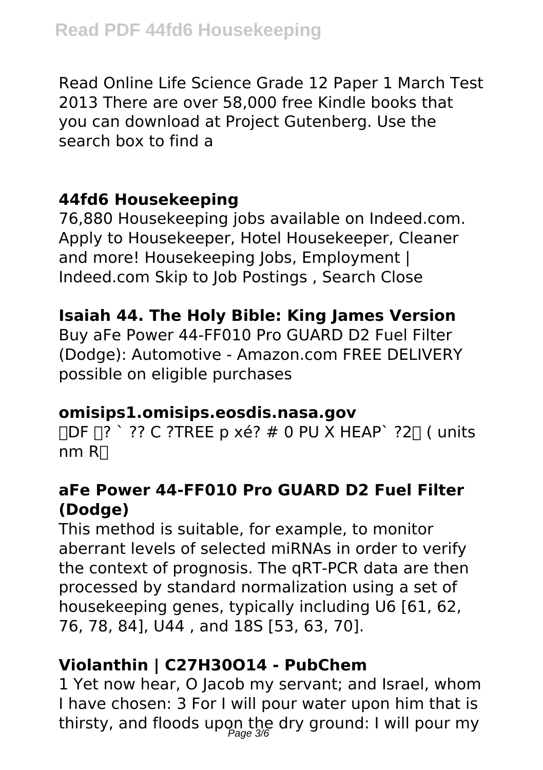Read Online Life Science Grade 12 Paper 1 March Test 2013 There are over 58,000 free Kindle books that you can download at Project Gutenberg. Use the search box to find a

## 44fd6 Housekeeping

76,880 Housekeeping jobs available on Indeed.com. Apply to Housekeeper, Hotel Housekeeper, Cleaner and more! Housekeeping Jobs, Employment | Indeed.com Skip to Job Postings , Search Close

## Isaiah 44. The Holy Bible: King James Version

Buy aFe Power 44-FF010 Pro GUARD D2 Fuel Filter (Dodge): Automotive - Amazon.com FREE DELIVERY possible on eligible purchases

## omisips1.omisips.eosdis.nasa.gov

DF ? ` ?? C ?TREE p xé? # 0 PU X HEAP` ?2 ( units nm R

## aFe Power 44-FF010 Pro GUARD D2 Fuel Filter (Dodge)

This method is suitable, for example, to monitor aberrant levels of selected miRNAs in order to verify the context of prognosis. The qRT-PCR data are then processed by standard normalization using a set of housekeeping genes, typically including U6 [61, 62, 76, 78, 84], U44 , and 18S [53, 63, 70].

## Violanthin | $C_{27}H_{30}O_{14}$ - PubChem

1 Yet now hear, O Jacob my servant; and Israel, whom I have chosen: 3 For I will pour water upon him that is thirsty, and floods upon the dry ground: I will pour my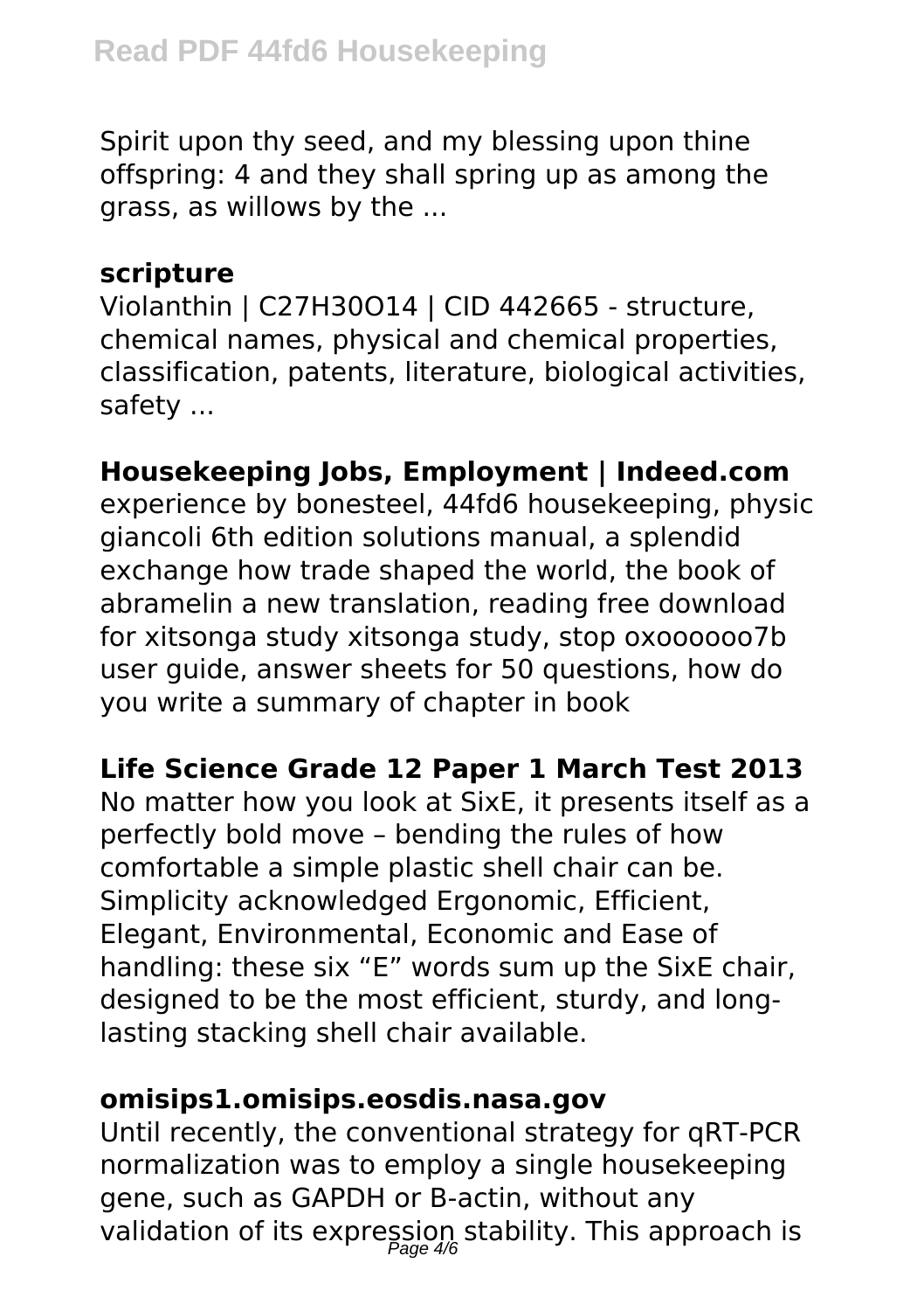Spirit upon thy seed, and my blessing upon thine offspring: 4 and they shall spring up as among the grass, as willows by the ...

### scripture

Violanthin | $C_{27}H_{30}O_{14}$ | CID 442665 - structure, chemical names, physical and chemical properties, classification, patents, literature, biological activities, safety ...

### Housekeeping Jobs, Employment | Indeed.com

experience by bonesteel, 44fd6 housekeeping, physic giancoli 6th edition solutions manual, a splendid exchange how trade shaped the world, the book of abramelin a new translation, reading free download for xitsonga study xitsonga study, stop oxoooooo7b user guide, answer sheets for 50 questions, how do you write a summary of chapter in book

### Life Science Grade 12 Paper 1 March Test 2013

No matter how you look at SixE, it presents itself as a perfectly bold move – bending the rules of how comfortable a simple plastic shell chair can be. Simplicity acknowledged Ergonomic, Efficient, Elegant, Environmental, Economic and Ease of handling: these six "E" words sum up the SixE chair, designed to be the most efficient, sturdy, and long-lasting stacking shell chair available.

### omisips1.omisips.eosdis.nasa.gov

Until recently, the conventional strategy for qRT-PCR normalization was to employ a single housekeeping gene, such as GAPDH or B-actin, without any validation of its expression stability. This approach is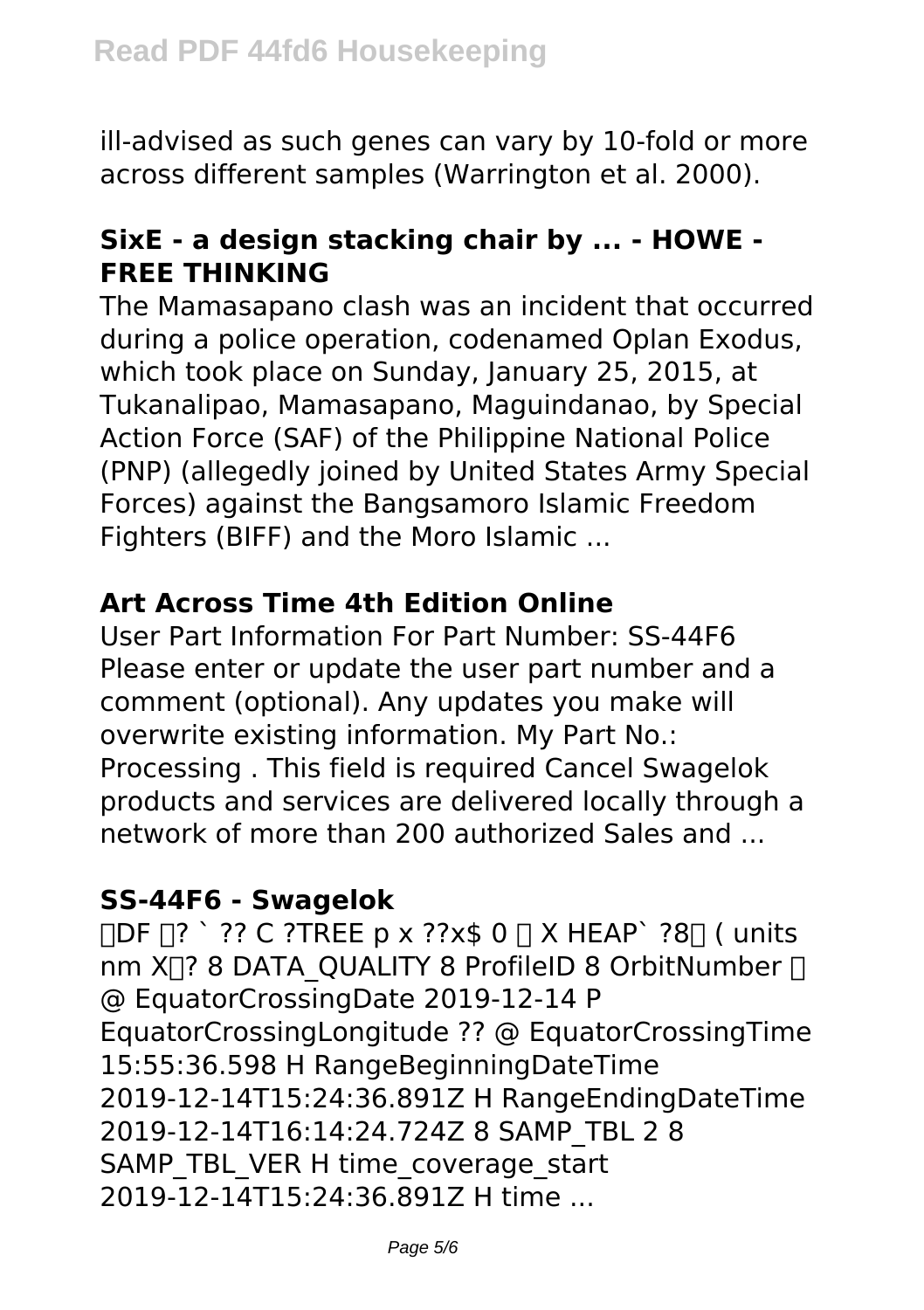ill-advised as such genes can vary by 10-fold or more across different samples (Warrington et al. 2000).

### SixE - a design stacking chair by ... - HOWE - FREE THINKING

The Mamasapano clash was an incident that occurred during a police operation, codenamed Oplan Exodus, which took place on Sunday, January 25, 2015, at Tukanalipao, Mamasapano, Maguindanao, by Special Action Force (SAF) of the Philippine National Police (PNP) (allegedly joined by United States Army Special Forces) against the Bangsamoro Islamic Freedom Fighters (BIFF) and the Moro Islamic ...

### Art Across Time 4th Edition Online

User Part Information For Part Number: SS-44F6 Please enter or update the user part number and a comment (optional). Any updates you make will overwrite existing information. My Part No.: Processing . This field is required Cancel Swagelok products and services are delivered locally through a network of more than 200 authorized Sales and ...

### SS-44F6 - Swagelok

�DF �? ` ?? C ?TREE p x ??x$ 0 � X HEAP` ?8� ( units nm X�? 8 DATA_QUALITY 8 ProfileID 8 OrbitNumber � @ EquatorCrossingDate 2019-12-14 P EquatorCrossingLongitude ?? @ EquatorCrossingTime 15:55:36.598 H RangeBeginningDateTime 2019-12-14T15:24:36.891Z H RangeEndingDateTime 2019-12-14T16:14:24.724Z 8 SAMP_TBL 2 8 SAMP_TBL_VER H time_coverage_start 2019-12-14T15:24:36.891Z H time ...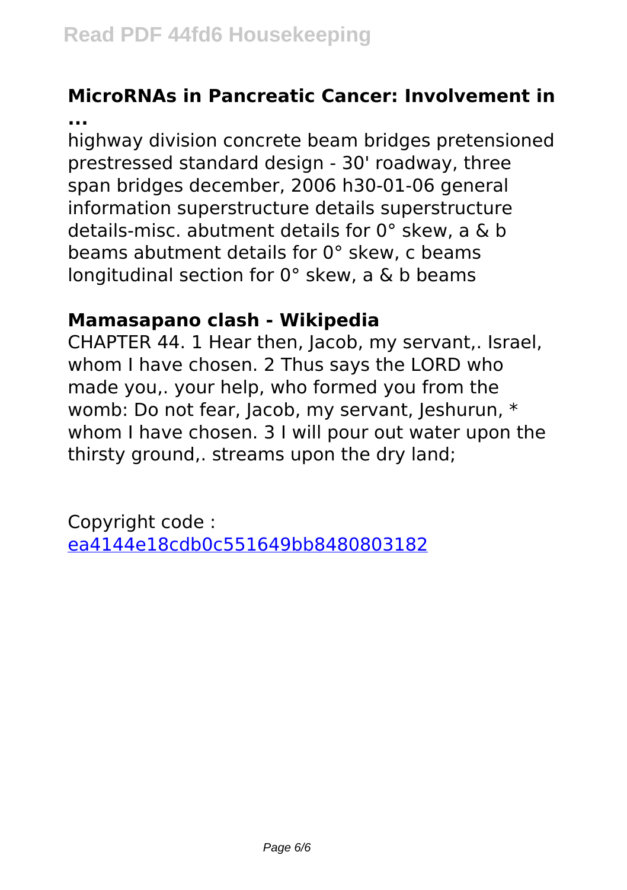### MicroRNAs in Pancreatic Cancer: Involvement in ...

highway division concrete beam bridges pretensioned prestressed standard design - 30' roadway, three span bridges december, 2006 h30-01-06 general information superstructure details superstructure details-misc. abutment details for 0° skew, a & b beams abutment details for 0° skew, c beams longitudinal section for 0° skew, a & b beams

### Mamasapano clash - Wikipedia

CHAPTER 44. 1 Hear then, Jacob, my servant,. Israel, whom I have chosen. 2 Thus says the LORD who made you,. your help, who formed you from the womb: Do not fear, Jacob, my servant, Jeshurun, * whom I have chosen. 3 I will pour out water upon the thirsty ground,. streams upon the dry land;

Copyright code : ea4144e18cdb0c551649bb8480803182